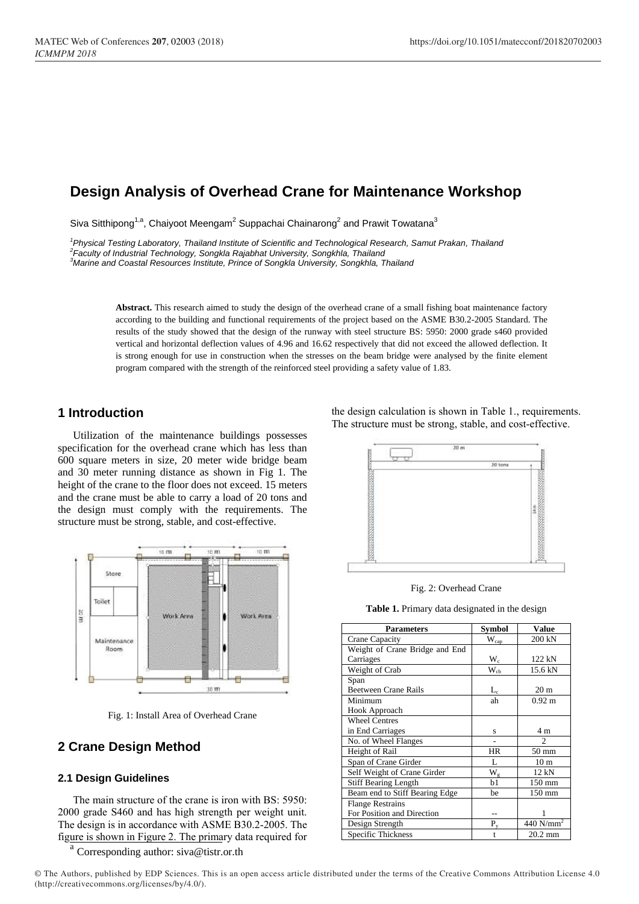# Design Analysis of Overhead Crane for Maintenance Workshop

Siva Sitthipong[1,a], Chaiyoot Meengam[2] Suppachai Chainarong[2] and Prawit Towatana[3]

[1]*Physical Testing Laboratory, Thailand Institute of Scientific and Technological Research, Samut Prakan, Thailand*
[2]*Faculty of Industrial Technology, Songkla Rajabhat University, Songkhla, Thailand*
[3]*Marine and Coastal Resources Institute, Prince of Songkla University, Songkhla, Thailand*

**Abstract.** This research aimed to study the design of the overhead crane of a small fishing boat maintenance factory according to the building and functional requirements of the project based on the ASME B30.2-2005 Standard. The results of the study showed that the design of the runway with steel structure BS: 5950: 2000 grade s460 provided vertical and horizontal deflection values of 4.96 and 16.62 respectively that did not exceed the allowed deflection. It is strong enough for use in construction when the stresses on the beam bridge were analysed by the finite element program compared with the strength of the reinforced steel providing a safety value of 1.83.

## 1 Introduction

Utilization of the maintenance buildings possesses specification for the overhead crane which has less than 600 square meters in size, 20 meter wide bridge beam and 30 meter running distance as shown in Fig 1. The height of the crane to the floor does not exceed. 15 meters and the crane must be able to carry a load of 20 tons and the design must comply with the requirements. The structure must be strong, stable, and cost-effective.

Fig. 1: Install Area of Overhead Crane

## 2 Crane Design Method

### 2.1 Design Guidelines

The main structure of the crane is iron with BS: 5950: 2000 grade S460 and has high strength per weight unit. The design is in accordance with ASME B30.2-2005. The figure is shown in Figure 2. The primary data required for the design calculation is shown in Table 1., requirements. The structure must be strong, stable, and cost-effective.

Fig. 2: Overhead Crane

**Table 1.** Primary data designated in the design

| Parameters | Symbol | Value |
|---|---|---|
| Crane Capacity | $W_{cap}$ | 200 kN |
| Weight of Crane Bridge and End Carriages | $W_c$ | 122 kN |
| Weight of Crab | $W_{cb}$ | 15.6 kN |
| Span Beetween Crane Rails | $L_c$ | 20 m |
| Minimum Hook Approach | ah | 0.92 m |
| Wheel Centres in End Carriages | s | 4 m |
| No. of Wheel Flanges | - | 2 |
| Height of Rail | HR | 50 mm |
| Span of Crane Girder | L | 10 m |
| Self Weight of Crane Girder | $W_g$ | 12 kN |
| Stiff Bearing Length | b1 | 150 mm |
| Beam end to Stiff Bearing Edge | be | 150 mm |
| Flange Restrains For Position and Direction | -- | 1 |
| Design Strength | $P_y$ | 440 $N/mm^2$ |
| Specific Thickness | t | 20.2 mm |

[a] Corresponding author: siva@tistr.or.th

© The Authors, published by EDP Sciences. This is an open access article distributed under the terms of the Creative Commons Attribution License 4.0 (http://creativecommons.org/licenses/by/4.0/).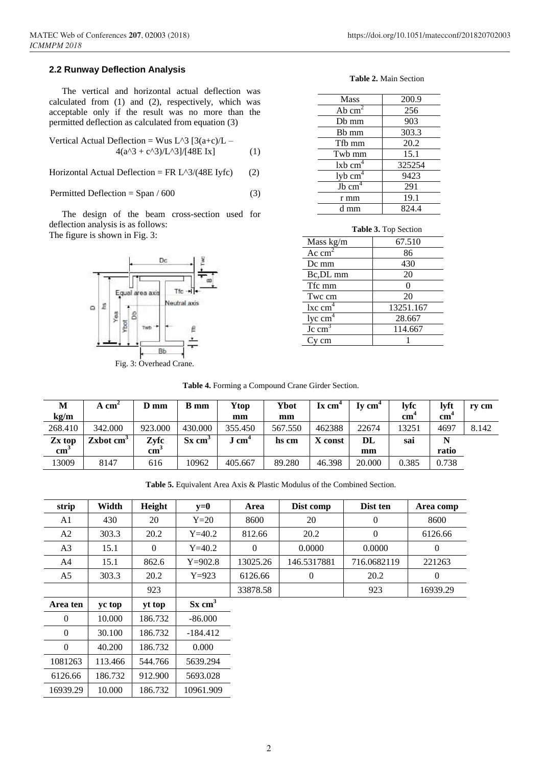### 2.2 Runway Deflection Analysis

The vertical and horizontal actual deflection was calculated from (1) and (2), respectively, which was acceptable only if the result was no more than the permitted deflection as calculated from equation (3)

Vertical Actual Deflection = Wus L^3 [3(a+c)/L – 4(a^3 + c^3)/L^3]/[48E Ix] (1)

Horizontal Actual Deflection = FR L^3/(48E Iyfc) (2)

Permitted Deflection = Span / 600 (3)

The design of the beam cross-section used for deflection analysis is as follows:
The figure is shown in Fig. 3:

Fig. 3: Overhead Crane.

**Table 2.** Main Section

| Mass | 200.9 |
|---|---|
| Ab $cm^2$ | 256 |
| Db mm | 903 |
| Bb mm | 303.3 |
| Tfb mm | 20.2 |
| Twb mm | 15.1 |
| Ixb $cm^4$ | 325254 |
| Iyb $cm^4$ | 9423 |
| Jb $cm^4$ | 291 |
| r mm | 19.1 |
| d mm | 824.4 |

**Table 3.** Top Section

| Mass kg/m | 67.510 |
|---|---|
| Ac $cm^2$ | 86 |
| Dc mm | 430 |
| Bc,DL mm | 20 |
| Tfc mm | 0 |
| Twc cm | 20 |
| Ixc $cm^4$ | 13251.167 |
| Iyc $cm^4$ | 28.667 |
| Jc $cm^3$ | 114.667 |
| Cy cm | 1 |

**Table 4.** Forming a Compound Crane Girder Section.

| M kg/m | A $cm^2$ | D mm | B mm | Ytop mm | Ybot mm | Ix $cm^4$ | Iy $cm^4$ | Iyfc $cm^4$ | Iyft $cm^4$ | ry cm |
|---|---|---|---|---|---|---|---|---|---|---|
| 268.410 | 342.000 | 923.000 | 430.000 | 355.450 | 567.550 | 462388 | 22674 | 13251 | 4697 | 8.142 |
| **Zx top $cm^3$** | **Zxbot $cm^3$** | **Zyfc $cm^3$** | **Sx $cm^3$** | **J $cm^4$** | **hs cm** | **X const** | **DL mm** | **sai** | **N ratio** | |
| 13009 | 8147 | 616 | 10962 | 405.667 | 89.280 | 46.398 | 20.000 | 0.385 | 0.738 | |

**Table 5.** Equivalent Area Axis & Plastic Modulus of the Combined Section.

| strip | Width | Height | y=0 | Area | Dist comp | Dist ten | Area comp |
|---|---|---|---|---|---|---|---|
| A1 | 430 | 20 | Y=20 | 8600 | 20 | 0 | 8600 |
| A2 | 303.3 | 20.2 | Y=40.2 | 812.66 | 20.2 | 0 | 6126.66 |
| A3 | 15.1 | 0 | Y=40.2 | 0 | 0.0000 | 0.0000 | 0 |
| A4 | 15.1 | 862.6 | Y=902.8 | 13025.26 | 146.5317881 | 716.0682119 | 221263 |
| A5 | 303.3 | 20.2 | Y=923 | 6126.66 | 0 | 20.2 | 0 |
| | | 923 | | 33878.58 | | 923 | 16939.29 |
| **Area ten** | **yc top** | **yt top** | **Sx $cm^3$** | | | | |
| 0 | 10.000 | 186.732 | -86.000 | | | | |
| 0 | 30.100 | 186.732 | -184.412 | | | | |
| 0 | 40.200 | 186.732 | 0.000 | | | | |
| 1081263 | 113.466 | 544.766 | 5639.294 | | | | |
| 6126.66 | 186.732 | 912.900 | 5693.028 | | | | |
| 16939.29 | 10.000 | 186.732 | 10961.909 | | | | |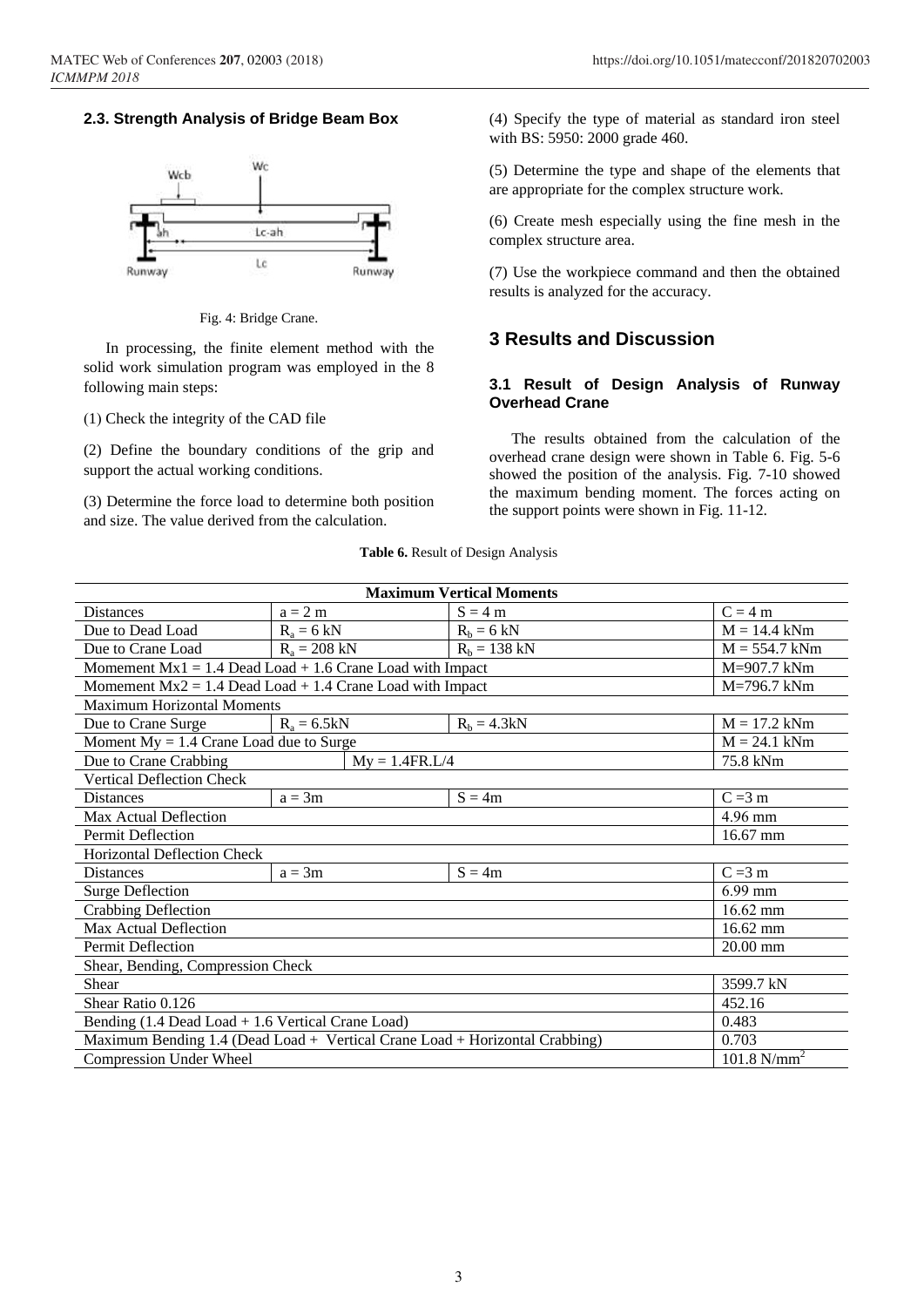### 2.3. Strength Analysis of Bridge Beam Box

Fig. 4: Bridge Crane.

In processing, the finite element method with the solid work simulation program was employed in the 8 following main steps:

(1) Check the integrity of the CAD file

(2) Define the boundary conditions of the grip and support the actual working conditions.

(3) Determine the force load to determine both position and size. The value derived from the calculation.

(4) Specify the type of material as standard iron steel with BS: 5950: 2000 grade 460.

(5) Determine the type and shape of the elements that are appropriate for the complex structure work.

(6) Create mesh especially using the fine mesh in the complex structure area.

(7) Use the workpiece command and then the obtained results is analyzed for the accuracy.

## 3 Results and Discussion

### 3.1 Result of Design Analysis of Runway Overhead Crane

The results obtained from the calculation of the overhead crane design were shown in Table 6. Fig. 5-6 showed the position of the analysis. Fig. 7-10 showed the maximum bending moment. The forces acting on the support points were shown in Fig. 11-12.

**Table 6.** Result of Design Analysis

| Maximum Vertical Moments | | | |
|---|---|---|---|
| Distances | a = 2 m | S = 4 m | C = 4 m |
| Due to Dead Load | $R_a$ = 6 kN | $R_b$ = 6 kN | M = 14.4 kNm |
| Due to Crane Load | $R_a$ = 208 kN | $R_b$ = 138 kN | M = 554.7 kNm |
| Momement Mx1 = 1.4 Dead Load + 1.6 Crane Load with Impact | | | M=907.7 kNm |
| Momement Mx2 = 1.4 Dead Load + 1.4 Crane Load with Impact | | | M=796.7 kNm |
| Maximum Horizontal Moments | | | |
| Due to Crane Surge | $R_a$ = 6.5kN | $R_b$ = 4.3kN | M = 17.2 kNm |
| Moment My = 1.4 Crane Load due to Surge | | | M = 24.1 kNm |
| Due to Crane Crabbing | My = 1.4FR.L/4 | | 75.8 kNm |
| Vertical Deflection Check | | | |
| Distances | a = 3m | S = 4m | C =3 m |
| Max Actual Deflection | | | 4.96 mm |
| Permit Deflection | | | 16.67 mm |
| Horizontal Deflection Check | | | |
| Distances | a = 3m | S = 4m | C =3 m |
| Surge Deflection | | | 6.99 mm |
| Crabbing Deflection | | | 16.62 mm |
| Max Actual Deflection | | | 16.62 mm |
| Permit Deflection | | | 20.00 mm |
| Shear, Bending, Compression Check | | | |
| Shear | | | 3599.7 kN |
| Shear Ratio 0.126 | | | 452.16 |
| Bending (1.4 Dead Load + 1.6 Vertical Crane Load) | | | 0.483 |
| Maximum Bending 1.4 (Dead Load + Vertical Crane Load + Horizontal Crabbing) | | | 0.703 |
| Compression Under Wheel | | | 101.8 $N/mm^2$ |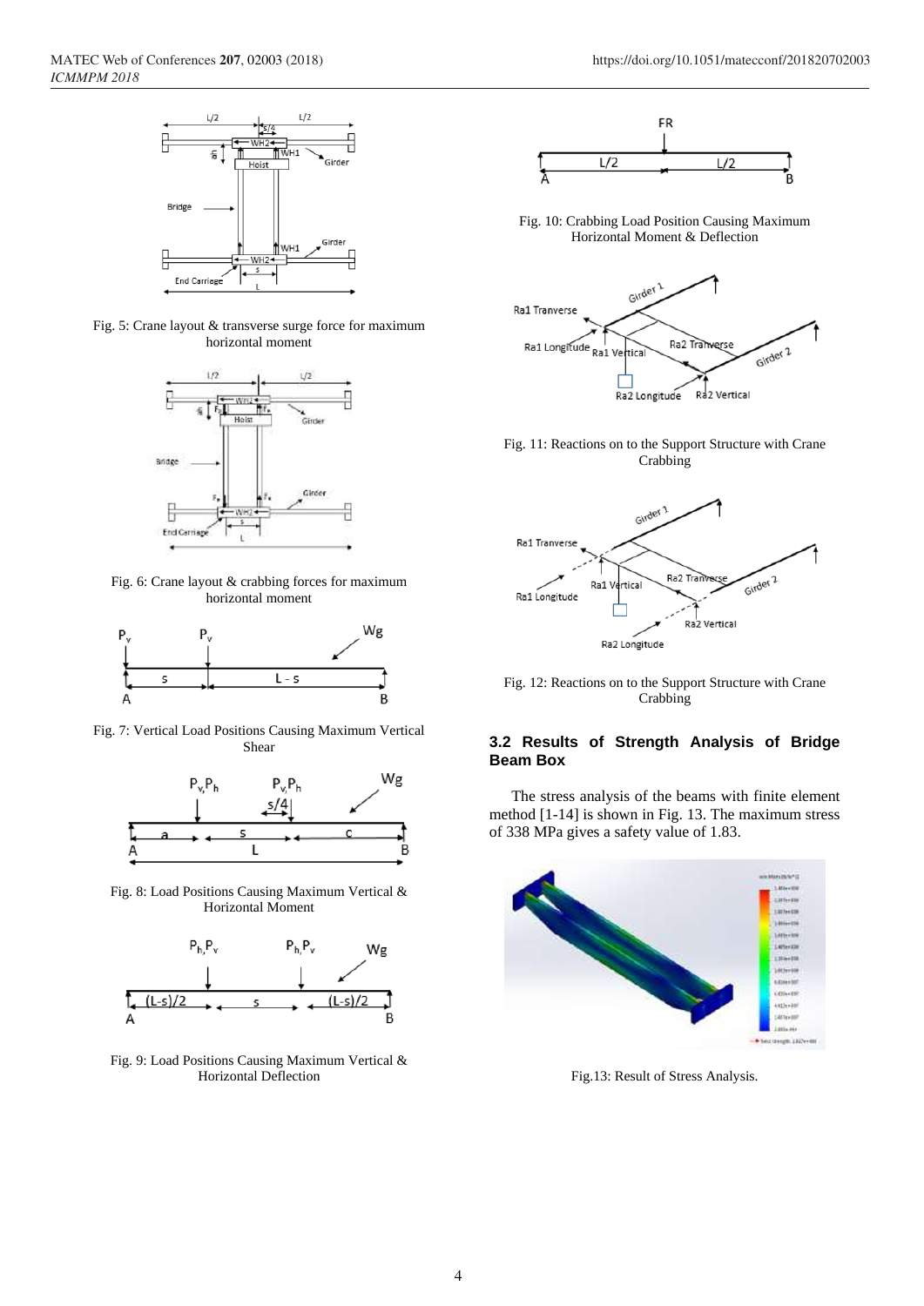Fig. 5: Crane layout & transverse surge force for maximum horizontal moment

Fig. 6: Crane layout & crabbing forces for maximum horizontal moment

Fig. 7: Vertical Load Positions Causing Maximum Vertical Shear

Fig. 8: Load Positions Causing Maximum Vertical & Horizontal Moment

Fig. 9: Load Positions Causing Maximum Vertical & Horizontal Deflection

Fig. 10: Crabbing Load Position Causing Maximum Horizontal Moment & Deflection

Fig. 11: Reactions on to the Support Structure with Crane Crabbing

Fig. 12: Reactions on to the Support Structure with Crane Crabbing

### 3.2 Results of Strength Analysis of Bridge Beam Box

The stress analysis of the beams with finite element method [1-14] is shown in Fig. 13. The maximum stress of 338 MPa gives a safety value of 1.83.

Fig.13: Result of Stress Analysis.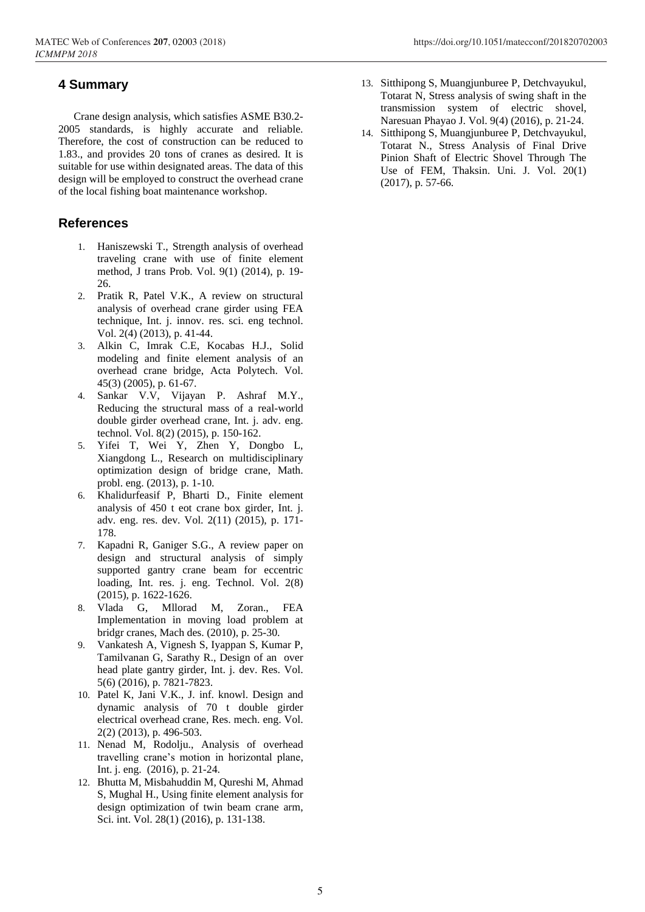## 4 Summary

Crane design analysis, which satisfies ASME B30.2-2005 standards, is highly accurate and reliable. Therefore, the cost of construction can be reduced to 1.83., and provides 20 tons of cranes as desired. It is suitable for use within designated areas. The data of this design will be employed to construct the overhead crane of the local fishing boat maintenance workshop.

## References

1. Haniszewski T., Strength analysis of overhead traveling crane with use of finite element method, J trans Prob. Vol. 9(1) (2014), p. 19-26.
2. Pratik R, Patel V.K., A review on structural analysis of overhead crane girder using FEA technique, Int. j. innov. res. sci. eng technol. Vol. 2(4) (2013), p. 41-44.
3. Alkin C, Imrak C.E, Kocabas H.J., Solid modeling and finite element analysis of an overhead crane bridge, Acta Polytech. Vol. 45(3) (2005), p. 61-67.
4. Sankar V.V, Vijayan P. Ashraf M.Y., Reducing the structural mass of a real-world double girder overhead crane, Int. j. adv. eng. technol. Vol. 8(2) (2015), p. 150-162.
5. Yifei T, Wei Y, Zhen Y, Dongbo L, Xiangdong L., Research on multidisciplinary optimization design of bridge crane, Math. probl. eng. (2013), p. 1-10.
6. Khalidurfeasif P, Bharti D., Finite element analysis of 450 t eot crane box girder, Int. j. adv. eng. res. dev. Vol. 2(11) (2015), p. 171-178.
7. Kapadni R, Ganiger S.G., A review paper on design and structural analysis of simply supported gantry crane beam for eccentric loading, Int. res. j. eng. Technol. Vol. 2(8) (2015), p. 1622-1626.
8. Vlada G, Mllorad M, Zoran., FEA Implementation in moving load problem at bridgr cranes, Mach des. (2010), p. 25-30.
9. Vankatesh A, Vignesh S, Iyappan S, Kumar P, Tamilvanan G, Sarathy R., Design of an over head plate gantry girder, Int. j. dev. Res. Vol. 5(6) (2016), p. 7821-7823.
10. Patel K, Jani V.K., J. inf. knowl. Design and dynamic analysis of 70 t double girder electrical overhead crane, Res. mech. eng. Vol. 2(2) (2013), p. 496-503.
11. Nenad M, Rodolju., Analysis of overhead travelling crane's motion in horizontal plane, Int. j. eng. (2016), p. 21-24.
12. Bhutta M, Misbahuddin M, Qureshi M, Ahmad S, Mughal H., Using finite element analysis for design optimization of twin beam crane arm, Sci. int. Vol. 28(1) (2016), p. 131-138.
13. Sitthipong S, Muangjunburee P, Detchvayukul, Totarat N, Stress analysis of swing shaft in the transmission system of electric shovel, Naresuan Phayao J. Vol. 9(4) (2016), p. 21-24.
14. Sitthipong S, Muangjunburee P, Detchvayukul, Totarat N., Stress Analysis of Final Drive Pinion Shaft of Electric Shovel Through The Use of FEM, Thaksin. Uni. J. Vol. 20(1) (2017), p. 57-66.